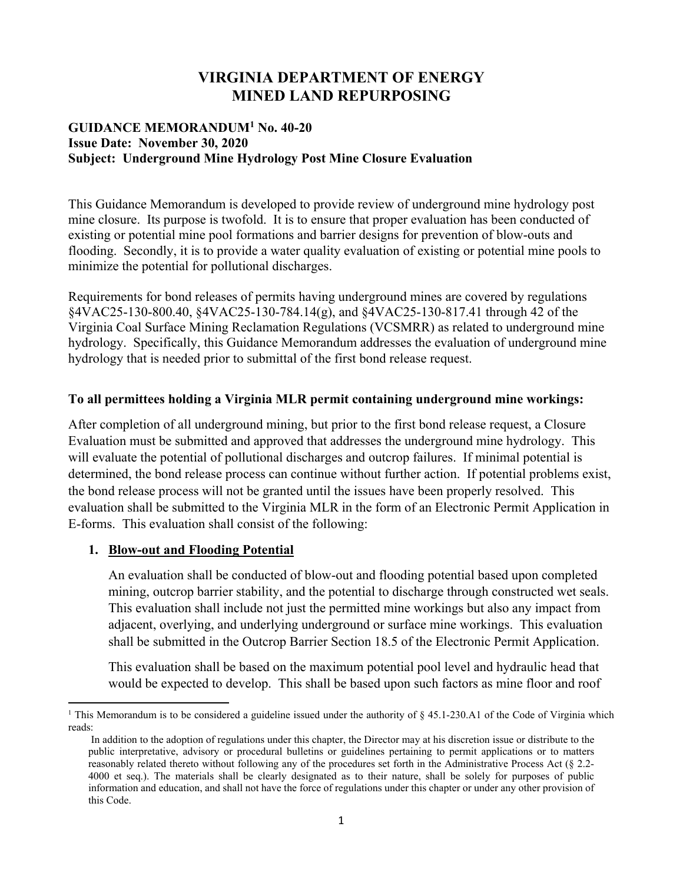# VIRGINIA DEPARTMENT OF ENERGY
# MINED LAND REPURPOSING

**GUIDANCE MEMORANDUM[1] No. 40-20**
**Issue Date: November 30, 2020**
**Subject: Underground Mine Hydrology Post Mine Closure Evaluation**

This Guidance Memorandum is developed to provide review of underground mine hydrology post mine closure. Its purpose is twofold. It is to ensure that proper evaluation has been conducted of existing or potential mine pool formations and barrier designs for prevention of blow-outs and flooding. Secondly, it is to provide a water quality evaluation of existing or potential mine pools to minimize the potential for pollutional discharges.

Requirements for bond releases of permits having underground mines are covered by regulations §4VAC25-130-800.40, §4VAC25-130-784.14(g), and §4VAC25-130-817.41 through 42 of the Virginia Coal Surface Mining Reclamation Regulations (VCSMRR) as related to underground mine hydrology. Specifically, this Guidance Memorandum addresses the evaluation of underground mine hydrology that is needed prior to submittal of the first bond release request.

**To all permittees holding a Virginia MLR permit containing underground mine workings:**

After completion of all underground mining, but prior to the first bond release request, a Closure Evaluation must be submitted and approved that addresses the underground mine hydrology. This will evaluate the potential of pollutional discharges and outcrop failures. If minimal potential is determined, the bond release process can continue without further action. If potential problems exist, the bond release process will not be granted until the issues have been properly resolved. This evaluation shall be submitted to the Virginia MLR in the form of an Electronic Permit Application in E-forms. This evaluation shall consist of the following:

1. **Blow-out and Flooding Potential**

   An evaluation shall be conducted of blow-out and flooding potential based upon completed mining, outcrop barrier stability, and the potential to discharge through constructed wet seals. This evaluation shall include not just the permitted mine workings but also any impact from adjacent, overlying, and underlying underground or surface mine workings. This evaluation shall be submitted in the Outcrop Barrier Section 18.5 of the Electronic Permit Application.

   This evaluation shall be based on the maximum potential pool level and hydraulic head that would be expected to develop. This shall be based upon such factors as mine floor and roof

---

[1] This Memorandum is to be considered a guideline issued under the authority of § 45.1-230.A1 of the Code of Virginia which reads:

In addition to the adoption of regulations under this chapter, the Director may at his discretion issue or distribute to the public interpretative, advisory or procedural bulletins or guidelines pertaining to permit applications or to matters reasonably related thereto without following any of the procedures set forth in the Administrative Process Act (§ 2.2-4000 et seq.). The materials shall be clearly designated as to their nature, shall be solely for purposes of public information and education, and shall not have the force of regulations under this chapter or under any other provision of this Code.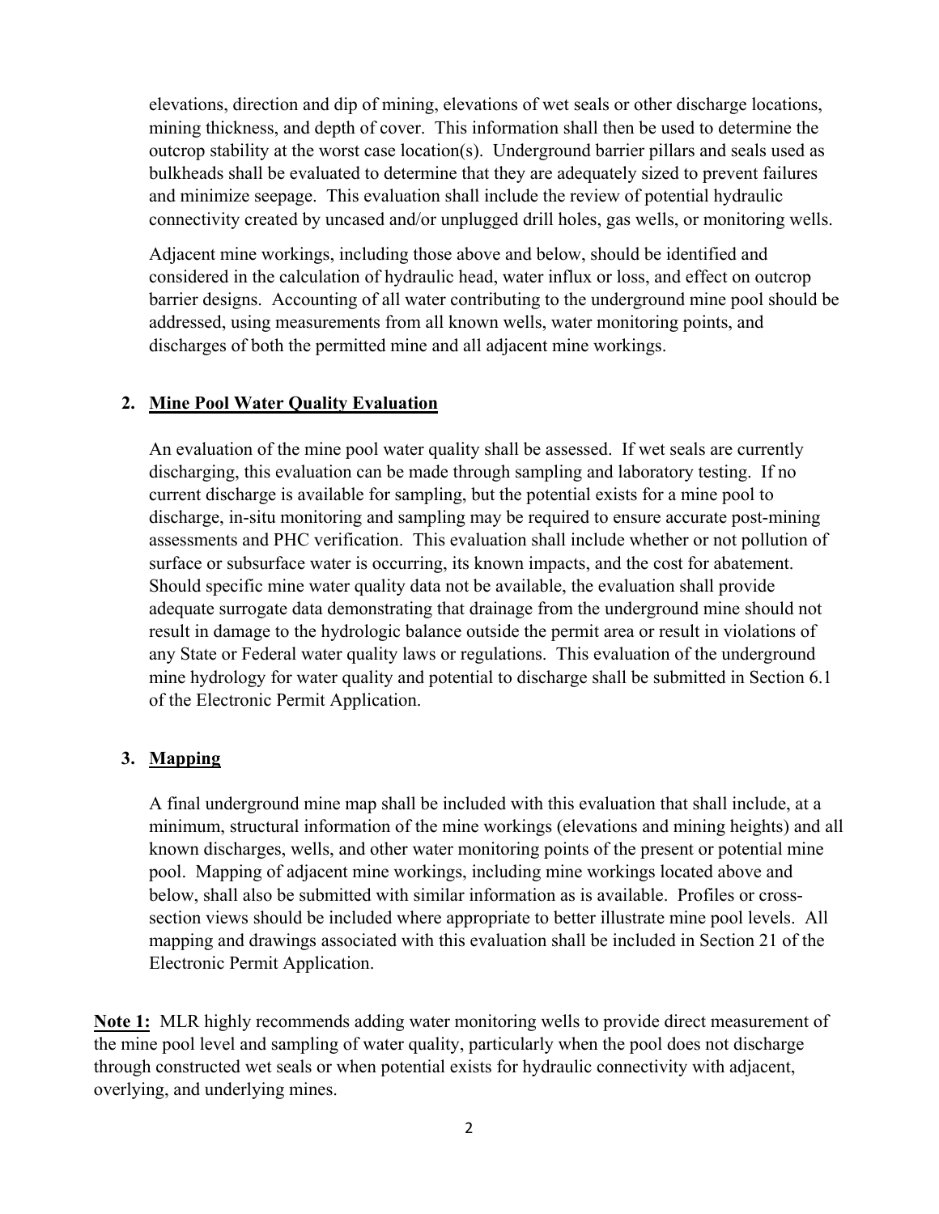elevations, direction and dip of mining, elevations of wet seals or other discharge locations, mining thickness, and depth of cover. This information shall then be used to determine the outcrop stability at the worst case location(s). Underground barrier pillars and seals used as bulkheads shall be evaluated to determine that they are adequately sized to prevent failures and minimize seepage. This evaluation shall include the review of potential hydraulic connectivity created by uncased and/or unplugged drill holes, gas wells, or monitoring wells.

Adjacent mine workings, including those above and below, should be identified and considered in the calculation of hydraulic head, water influx or loss, and effect on outcrop barrier designs. Accounting of all water contributing to the underground mine pool should be addressed, using measurements from all known wells, water monitoring points, and discharges of both the permitted mine and all adjacent mine workings.

## 2. Mine Pool Water Quality Evaluation

An evaluation of the mine pool water quality shall be assessed. If wet seals are currently discharging, this evaluation can be made through sampling and laboratory testing. If no current discharge is available for sampling, but the potential exists for a mine pool to discharge, in-situ monitoring and sampling may be required to ensure accurate post-mining assessments and PHC verification. This evaluation shall include whether or not pollution of surface or subsurface water is occurring, its known impacts, and the cost for abatement. Should specific mine water quality data not be available, the evaluation shall provide adequate surrogate data demonstrating that drainage from the underground mine should not result in damage to the hydrologic balance outside the permit area or result in violations of any State or Federal water quality laws or regulations. This evaluation of the underground mine hydrology for water quality and potential to discharge shall be submitted in Section 6.1 of the Electronic Permit Application.

## 3. Mapping

A final underground mine map shall be included with this evaluation that shall include, at a minimum, structural information of the mine workings (elevations and mining heights) and all known discharges, wells, and other water monitoring points of the present or potential mine pool. Mapping of adjacent mine workings, including mine workings located above and below, shall also be submitted with similar information as is available. Profiles or cross-section views should be included where appropriate to better illustrate mine pool levels. All mapping and drawings associated with this evaluation shall be included in Section 21 of the Electronic Permit Application.

**Note 1:** MLR highly recommends adding water monitoring wells to provide direct measurement of the mine pool level and sampling of water quality, particularly when the pool does not discharge through constructed wet seals or when potential exists for hydraulic connectivity with adjacent, overlying, and underlying mines.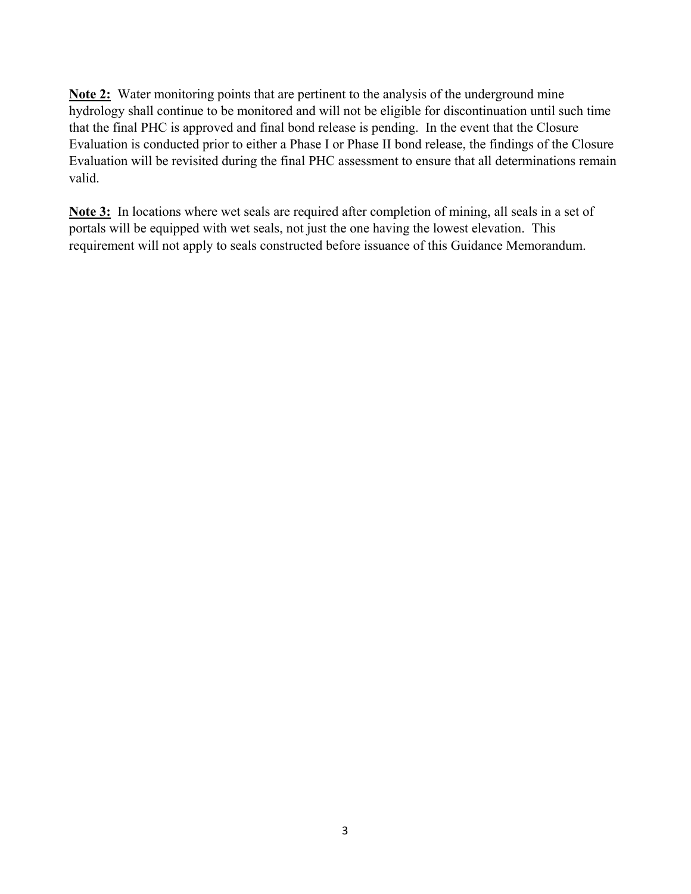**Note 2:** Water monitoring points that are pertinent to the analysis of the underground mine hydrology shall continue to be monitored and will not be eligible for discontinuation until such time that the final PHC is approved and final bond release is pending. In the event that the Closure Evaluation is conducted prior to either a Phase I or Phase II bond release, the findings of the Closure Evaluation will be revisited during the final PHC assessment to ensure that all determinations remain valid.

**Note 3:** In locations where wet seals are required after completion of mining, all seals in a set of portals will be equipped with wet seals, not just the one having the lowest elevation. This requirement will not apply to seals constructed before issuance of this Guidance Memorandum.